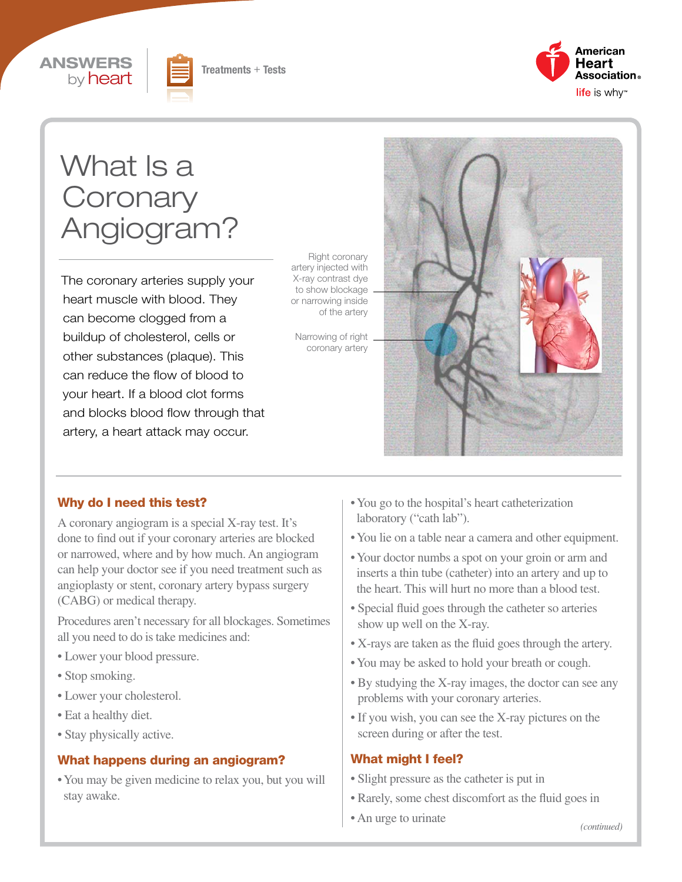# What Is a Coronary Angiogram?

The coronary arteries supply your heart muscle with blood. They can become clogged from a buildup of cholesterol, cells or other substances (plaque). This can reduce the flow of blood to your heart. If a blood clot forms and blocks blood flow through that artery, a heart attack may occur.

Right coronary artery injected with X-ray contrast dye to show blockage or narrowing inside of the artery

Narrowing of right coronary artery

## Why do I need this test?

A coronary angiogram is a special X-ray test. It's done to find out if your coronary arteries are blocked or narrowed, where and by how much. An angiogram can help your doctor see if you need treatment such as angioplasty or stent, coronary artery bypass surgery (CABG) or medical therapy.

Procedures aren't necessary for all blockages. Sometimes all you need to do is take medicines and:

- Lower your blood pressure.
- Stop smoking.
- Lower your cholesterol.
- Eat a healthy diet.
- Stay physically active.

## What happens during an angiogram?

- You may be given medicine to relax you, but you will stay awake.
- You go to the hospital's heart catheterization laboratory ("cath lab").
- You lie on a table near a camera and other equipment.
- Your doctor numbs a spot on your groin or arm and inserts a thin tube (catheter) into an artery and up to the heart. This will hurt no more than a blood test.
- Special fluid goes through the catheter so arteries show up well on the X-ray.
- X-rays are taken as the fluid goes through the artery.
- You may be asked to hold your breath or cough.
- By studying the X-ray images, the doctor can see any problems with your coronary arteries.
- If you wish, you can see the X-ray pictures on the screen during or after the test.

## What might I feel?

- Slight pressure as the catheter is put in
- Rarely, some chest discomfort as the fluid goes in
- An urge to urinate

*(continued)*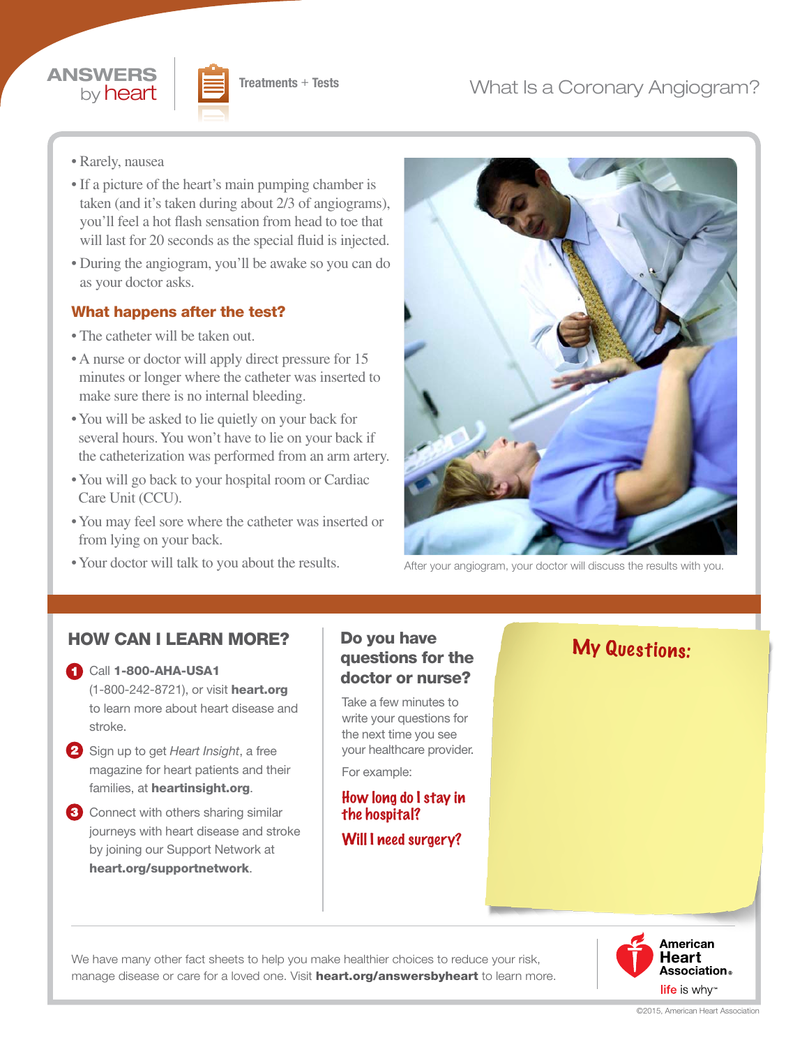- Rarely, nausea
- If a picture of the heart's main pumping chamber is taken (and it's taken during about 2/3 of angiograms), you'll feel a hot flash sensation from head to toe that will last for 20 seconds as the special fluid is injected.
- During the angiogram, you'll be awake so you can do as your doctor asks.

### What happens after the test?

- The catheter will be taken out.
- A nurse or doctor will apply direct pressure for 15 minutes or longer where the catheter was inserted to make sure there is no internal bleeding.
- You will be asked to lie quietly on your back for several hours. You won't have to lie on your back if the catheterization was performed from an arm artery.
- You will go back to your hospital room or Cardiac Care Unit (CCU).
- You may feel sore where the catheter was inserted or from lying on your back.
- Your doctor will talk to you about the results.

After your angiogram, your doctor will discuss the results with you.

## HOW CAN I LEARN MORE?

1. Call **1-800-AHA-USA1** (1-800-242-8721), or visit **heart.org** to learn more about heart disease and stroke.
2. Sign up to get *Heart Insight*, a free magazine for heart patients and their families, at **heartinsight.org**.
3. Connect with others sharing similar journeys with heart disease and stroke by joining our Support Network at **heart.org/supportnetwork**.

## Do you have questions for the doctor or nurse?

Take a few minutes to write your questions for the next time you see your healthcare provider.

For example:

**How long do I stay in the hospital?**

**Will I need surgery?**

**My Questions:**

We have many other fact sheets to help you make healthier choices to reduce your risk, manage disease or care for a loved one. Visit **heart.org/answersbyheart** to learn more.

©2015, American Heart Association